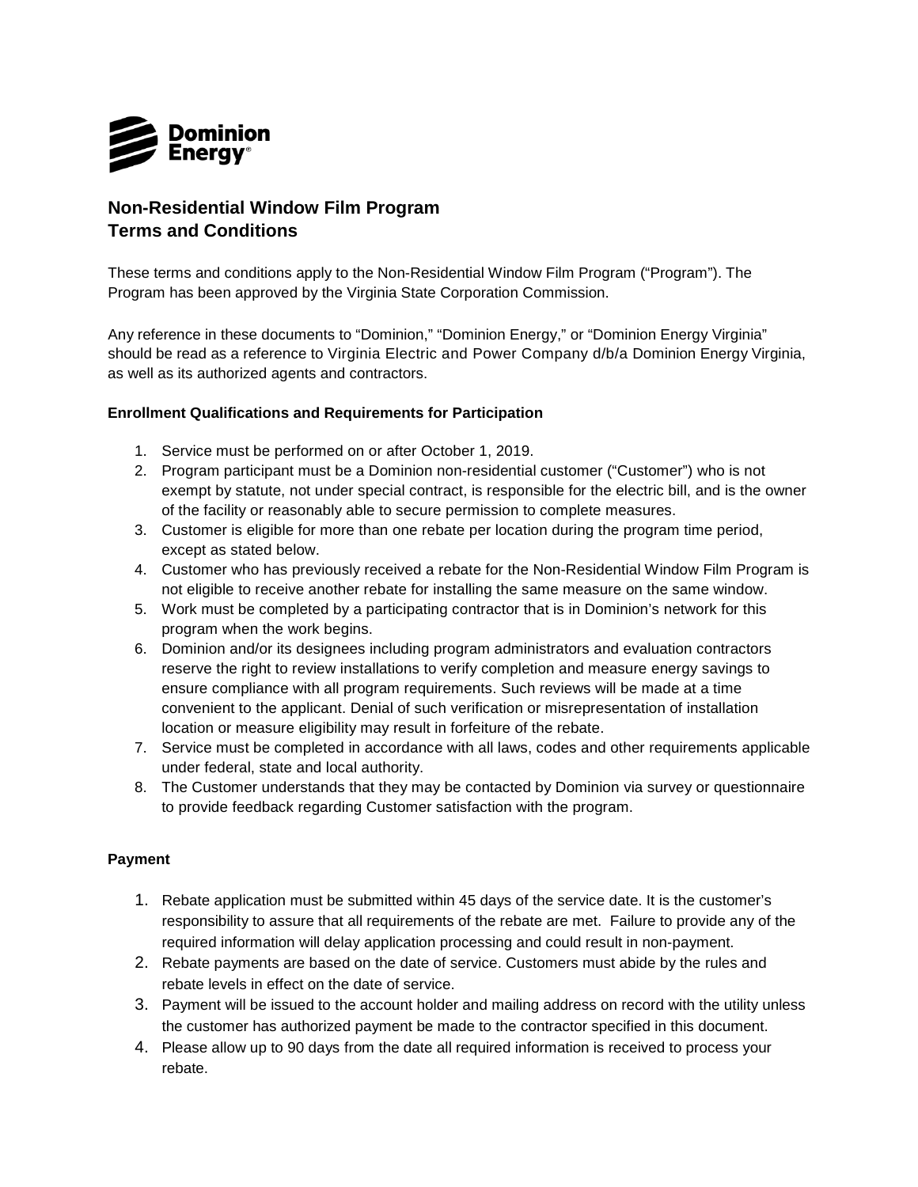Dominion Energy

# Non-Residential Window Film Program
# Terms and Conditions

These terms and conditions apply to the Non-Residential Window Film Program ("Program"). The Program has been approved by the Virginia State Corporation Commission.

Any reference in these documents to "Dominion," "Dominion Energy," or "Dominion Energy Virginia" should be read as a reference to Virginia Electric and Power Company d/b/a Dominion Energy Virginia, as well as its authorized agents and contractors.

**Enrollment Qualifications and Requirements for Participation**

1. Service must be performed on or after October 1, 2019.
2. Program participant must be a Dominion non-residential customer ("Customer") who is not exempt by statute, not under special contract, is responsible for the electric bill, and is the owner of the facility or reasonably able to secure permission to complete measures.
3. Customer is eligible for more than one rebate per location during the program time period, except as stated below.
4. Customer who has previously received a rebate for the Non-Residential Window Film Program is not eligible to receive another rebate for installing the same measure on the same window.
5. Work must be completed by a participating contractor that is in Dominion's network for this program when the work begins.
6. Dominion and/or its designees including program administrators and evaluation contractors reserve the right to review installations to verify completion and measure energy savings to ensure compliance with all program requirements. Such reviews will be made at a time convenient to the applicant. Denial of such verification or misrepresentation of installation location or measure eligibility may result in forfeiture of the rebate.
7. Service must be completed in accordance with all laws, codes and other requirements applicable under federal, state and local authority.
8. The Customer understands that they may be contacted by Dominion via survey or questionnaire to provide feedback regarding Customer satisfaction with the program.

**Payment**

1. Rebate application must be submitted within 45 days of the service date. It is the customer's responsibility to assure that all requirements of the rebate are met. Failure to provide any of the required information will delay application processing and could result in non-payment.
2. Rebate payments are based on the date of service. Customers must abide by the rules and rebate levels in effect on the date of service.
3. Payment will be issued to the account holder and mailing address on record with the utility unless the customer has authorized payment be made to the contractor specified in this document.
4. Please allow up to 90 days from the date all required information is received to process your rebate.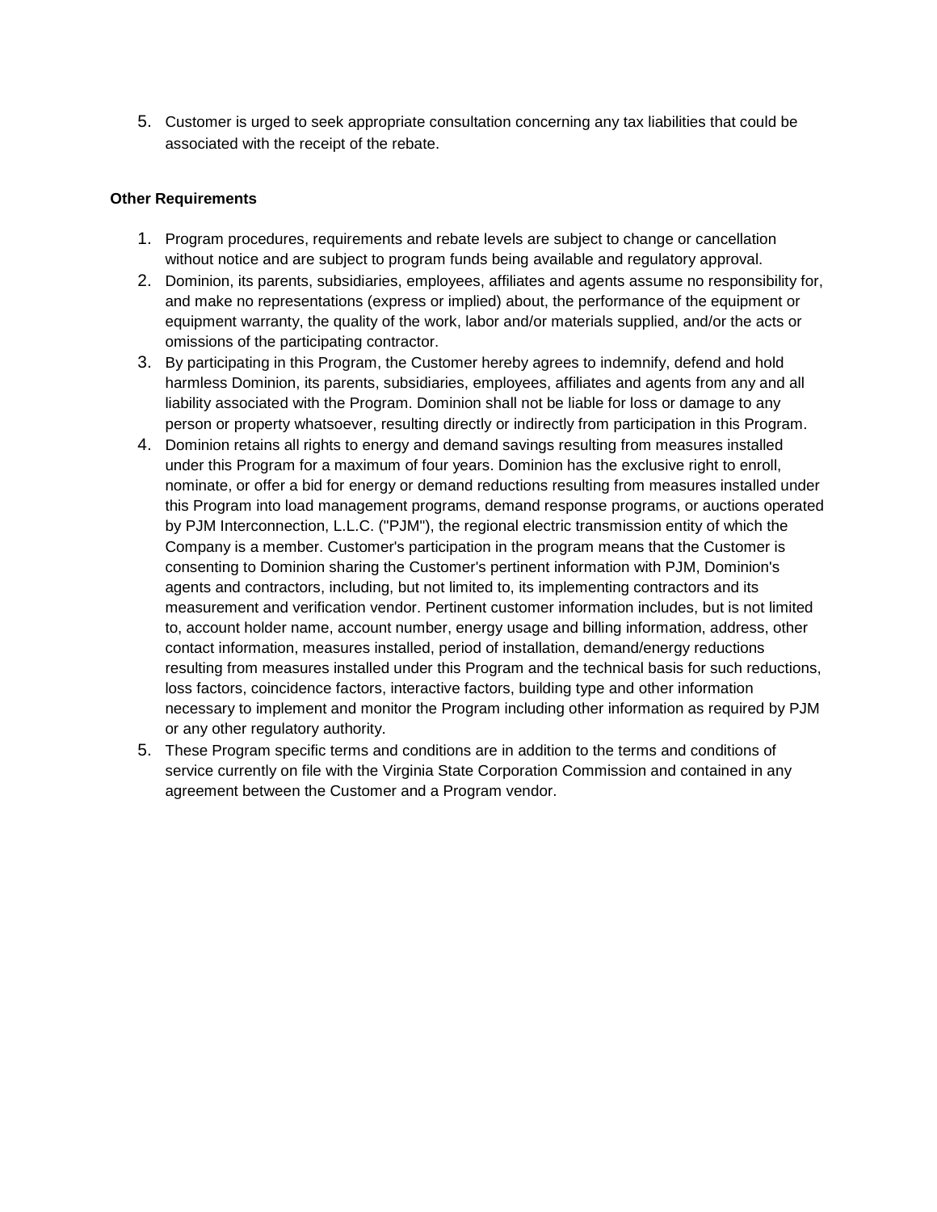5. Customer is urged to seek appropriate consultation concerning any tax liabilities that could be associated with the receipt of the rebate.

**Other Requirements**

1. Program procedures, requirements and rebate levels are subject to change or cancellation without notice and are subject to program funds being available and regulatory approval.
2. Dominion, its parents, subsidiaries, employees, affiliates and agents assume no responsibility for, and make no representations (express or implied) about, the performance of the equipment or equipment warranty, the quality of the work, labor and/or materials supplied, and/or the acts or omissions of the participating contractor.
3. By participating in this Program, the Customer hereby agrees to indemnify, defend and hold harmless Dominion, its parents, subsidiaries, employees, affiliates and agents from any and all liability associated with the Program. Dominion shall not be liable for loss or damage to any person or property whatsoever, resulting directly or indirectly from participation in this Program.
4. Dominion retains all rights to energy and demand savings resulting from measures installed under this Program for a maximum of four years. Dominion has the exclusive right to enroll, nominate, or offer a bid for energy or demand reductions resulting from measures installed under this Program into load management programs, demand response programs, or auctions operated by PJM Interconnection, L.L.C. ("PJM"), the regional electric transmission entity of which the Company is a member. Customer's participation in the program means that the Customer is consenting to Dominion sharing the Customer's pertinent information with PJM, Dominion's agents and contractors, including, but not limited to, its implementing contractors and its measurement and verification vendor. Pertinent customer information includes, but is not limited to, account holder name, account number, energy usage and billing information, address, other contact information, measures installed, period of installation, demand/energy reductions resulting from measures installed under this Program and the technical basis for such reductions, loss factors, coincidence factors, interactive factors, building type and other information necessary to implement and monitor the Program including other information as required by PJM or any other regulatory authority.
5. These Program specific terms and conditions are in addition to the terms and conditions of service currently on file with the Virginia State Corporation Commission and contained in any agreement between the Customer and a Program vendor.